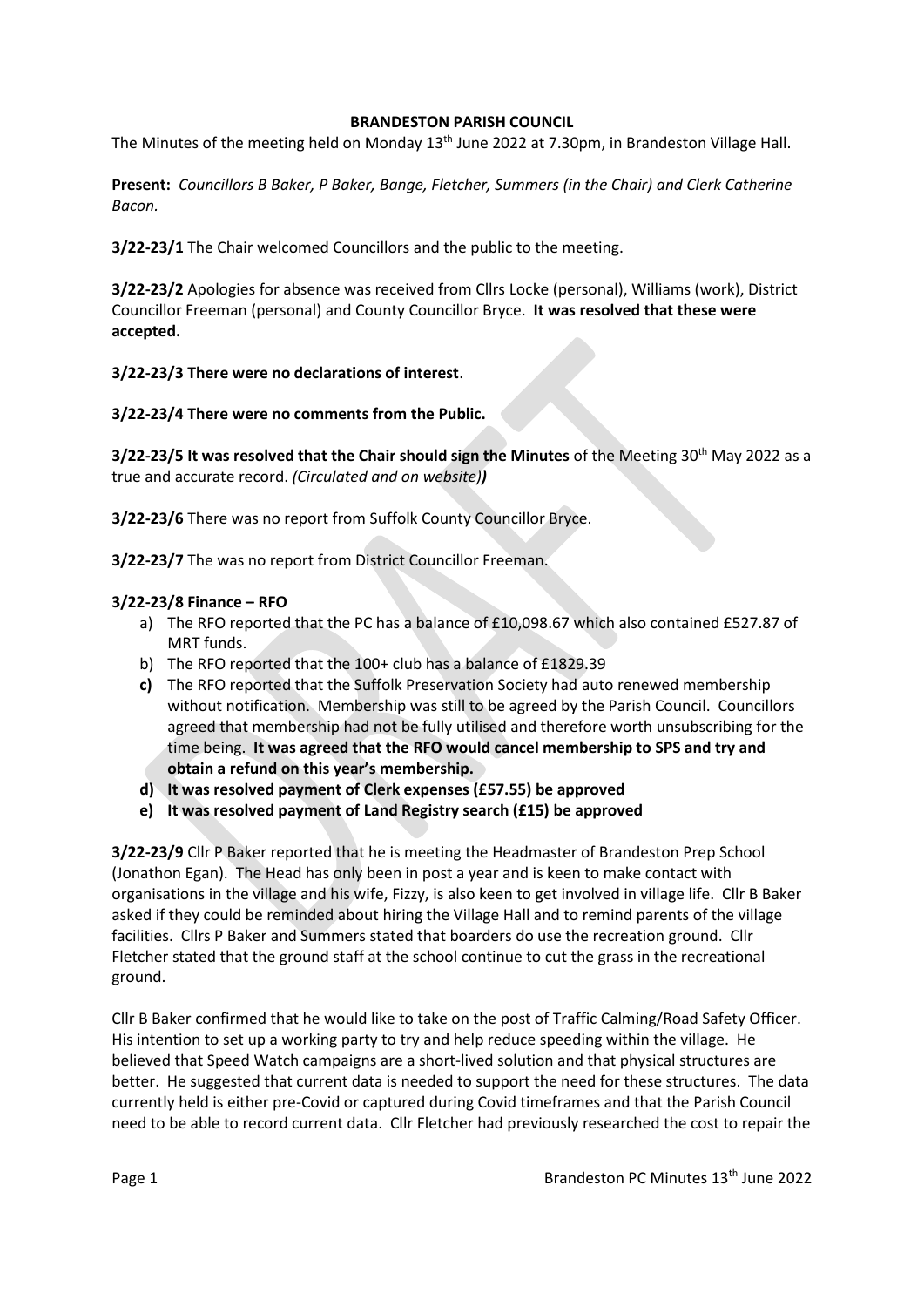**BRANDESTON PARISH COUNCIL**

The Minutes of the meeting held on Monday 13th June 2022 at 7.30pm, in Brandeston Village Hall.

**Present:** *Councillors B Baker, P Baker, Bange, Fletcher, Summers (in the Chair) and Clerk Catherine Bacon.*

**3/22-23/1** The Chair welcomed Councillors and the public to the meeting.

**3/22-23/2** Apologies for absence was received from Cllrs Locke (personal), Williams (work), District Councillor Freeman (personal) and County Councillor Bryce. **It was resolved that these were accepted.**

**3/22-23/3 There were no declarations of interest**.

**3/22-23/4 There were no comments from the Public.**

**3/22-23/5 It was resolved that the Chair should sign the Minutes** of the Meeting 30th May 2022 as a true and accurate record. *(Circulated and on website)***)**

**3/22-23/6** There was no report from Suffolk County Councillor Bryce.

**3/22-23/7** The was no report from District Councillor Freeman.

**3/22-23/8 Finance – RFO**

a) The RFO reported that the PC has a balance of £10,098.67 which also contained £527.87 of MRT funds.
b) The RFO reported that the 100+ club has a balance of £1829.39
c) The RFO reported that the Suffolk Preservation Society had auto renewed membership without notification. Membership was still to be agreed by the Parish Council. Councillors agreed that membership had not be fully utilised and therefore worth unsubscribing for the time being. **It was agreed that the RFO would cancel membership to SPS and try and obtain a refund on this year's membership.**
d) **It was resolved payment of Clerk expenses (£57.55) be approved**
e) **It was resolved payment of Land Registry search (£15) be approved**

**3/22-23/9** Cllr P Baker reported that he is meeting the Headmaster of Brandeston Prep School (Jonathon Egan). The Head has only been in post a year and is keen to make contact with organisations in the village and his wife, Fizzy, is also keen to get involved in village life. Cllr B Baker asked if they could be reminded about hiring the Village Hall and to remind parents of the village facilities. Cllrs P Baker and Summers stated that boarders do use the recreation ground. Cllr Fletcher stated that the ground staff at the school continue to cut the grass in the recreational ground.

Cllr B Baker confirmed that he would like to take on the post of Traffic Calming/Road Safety Officer. His intention to set up a working party to try and help reduce speeding within the village. He believed that Speed Watch campaigns are a short-lived solution and that physical structures are better. He suggested that current data is needed to support the need for these structures. The data currently held is either pre-Covid or captured during Covid timeframes and that the Parish Council need to be able to record current data. Cllr Fletcher had previously researched the cost to repair the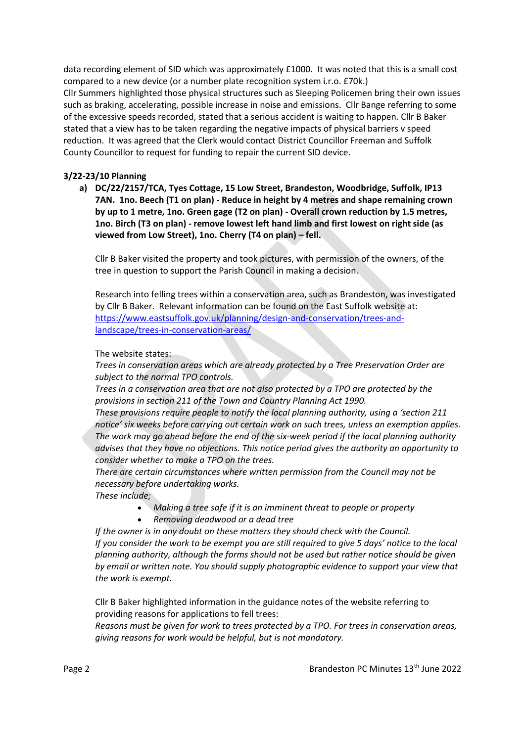data recording element of SID which was approximately £1000. It was noted that this is a small cost compared to a new device (or a number plate recognition system i.r.o. £70k.)
Cllr Summers highlighted those physical structures such as Sleeping Policemen bring their own issues such as braking, accelerating, possible increase in noise and emissions. Cllr Bange referring to some of the excessive speeds recorded, stated that a serious accident is waiting to happen. Cllr B Baker stated that a view has to be taken regarding the negative impacts of physical barriers v speed reduction. It was agreed that the Clerk would contact District Councillor Freeman and Suffolk County Councillor to request for funding to repair the current SID device.

**3/22-23/10 Planning**

a) **DC/22/2157/TCA, Tyes Cottage, 15 Low Street, Brandeston, Woodbridge, Suffolk, IP13 7AN. 1no. Beech (T1 on plan) - Reduce in height by 4 metres and shape remaining crown by up to 1 metre, 1no. Green gage (T2 on plan) - Overall crown reduction by 1.5 metres, 1no. Birch (T3 on plan) - remove lowest left hand limb and first lowest on right side (as viewed from Low Street), 1no. Cherry (T4 on plan) – fell.**

   Cllr B Baker visited the property and took pictures, with permission of the owners, of the tree in question to support the Parish Council in making a decision.

   Research into felling trees within a conservation area, such as Brandeston, was investigated by Cllr B Baker. Relevant information can be found on the East Suffolk website at: https://www.eastsuffolk.gov.uk/planning/design-and-conservation/trees-and-landscape/trees-in-conservation-areas/

   The website states:
   *Trees in conservation areas which are already protected by a Tree Preservation Order are subject to the normal TPO controls.*
   *Trees in a conservation area that are not also protected by a TPO are protected by the provisions in section 211 of the Town and Country Planning Act 1990.*
   *These provisions require people to notify the local planning authority, using a 'section 211 notice' six weeks before carrying out certain work on such trees, unless an exemption applies. The work may go ahead before the end of the six-week period if the local planning authority advises that they have no objections. This notice period gives the authority an opportunity to consider whether to make a TPO on the trees.*
   *There are certain circumstances where written permission from the Council may not be necessary before undertaking works.*
   *These include;*

   - *Making a tree safe if it is an imminent threat to people or property*
   - *Removing deadwood or a dead tree*

   *If the owner is in any doubt on these matters they should check with the Council.*
   *If you consider the work to be exempt you are still required to give 5 days' notice to the local planning authority, although the forms should not be used but rather notice should be given by email or written note. You should supply photographic evidence to support your view that the work is exempt.*

   Cllr B Baker highlighted information in the guidance notes of the website referring to providing reasons for applications to fell trees:
   *Reasons must be given for work to trees protected by a TPO. For trees in conservation areas, giving reasons for work would be helpful, but is not mandatory.*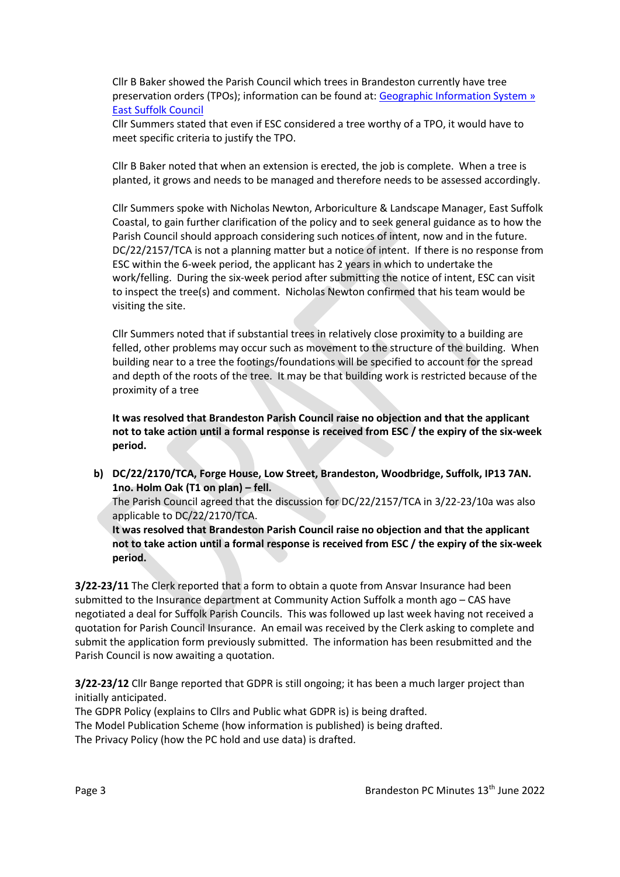Cllr B Baker showed the Parish Council which trees in Brandeston currently have tree preservation orders (TPOs); information can be found at: [Geographic Information System » East Suffolk Council]

Cllr Summers stated that even if ESC considered a tree worthy of a TPO, it would have to meet specific criteria to justify the TPO.

Cllr B Baker noted that when an extension is erected, the job is complete. When a tree is planted, it grows and needs to be managed and therefore needs to be assessed accordingly.

Cllr Summers spoke with Nicholas Newton, Arboriculture & Landscape Manager, East Suffolk Coastal, to gain further clarification of the policy and to seek general guidance as to how the Parish Council should approach considering such notices of intent, now and in the future. DC/22/2157/TCA is not a planning matter but a notice of intent. If there is no response from ESC within the 6-week period, the applicant has 2 years in which to undertake the work/felling. During the six-week period after submitting the notice of intent, ESC can visit to inspect the tree(s) and comment. Nicholas Newton confirmed that his team would be visiting the site.

Cllr Summers noted that if substantial trees in relatively close proximity to a building are felled, other problems may occur such as movement to the structure of the building. When building near to a tree the footings/foundations will be specified to account for the spread and depth of the roots of the tree. It may be that building work is restricted because of the proximity of a tree

**It was resolved that Brandeston Parish Council raise no objection and that the applicant not to take action until a formal response is received from ESC / the expiry of the six-week period.**

**b) DC/22/2170/TCA, Forge House, Low Street, Brandeston, Woodbridge, Suffolk, IP13 7AN. 1no. Holm Oak (T1 on plan) – fell.**

The Parish Council agreed that the discussion for DC/22/2157/TCA in 3/22-23/10a was also applicable to DC/22/2170/TCA.

**It was resolved that Brandeston Parish Council raise no objection and that the applicant not to take action until a formal response is received from ESC / the expiry of the six-week period.**

**3/22-23/11** The Clerk reported that a form to obtain a quote from Ansvar Insurance had been submitted to the Insurance department at Community Action Suffolk a month ago – CAS have negotiated a deal for Suffolk Parish Councils. This was followed up last week having not received a quotation for Parish Council Insurance. An email was received by the Clerk asking to complete and submit the application form previously submitted. The information has been resubmitted and the Parish Council is now awaiting a quotation.

**3/22-23/12** Cllr Bange reported that GDPR is still ongoing; it has been a much larger project than initially anticipated.

The GDPR Policy (explains to Cllrs and Public what GDPR is) is being drafted.

The Model Publication Scheme (how information is published) is being drafted.

The Privacy Policy (how the PC hold and use data) is drafted.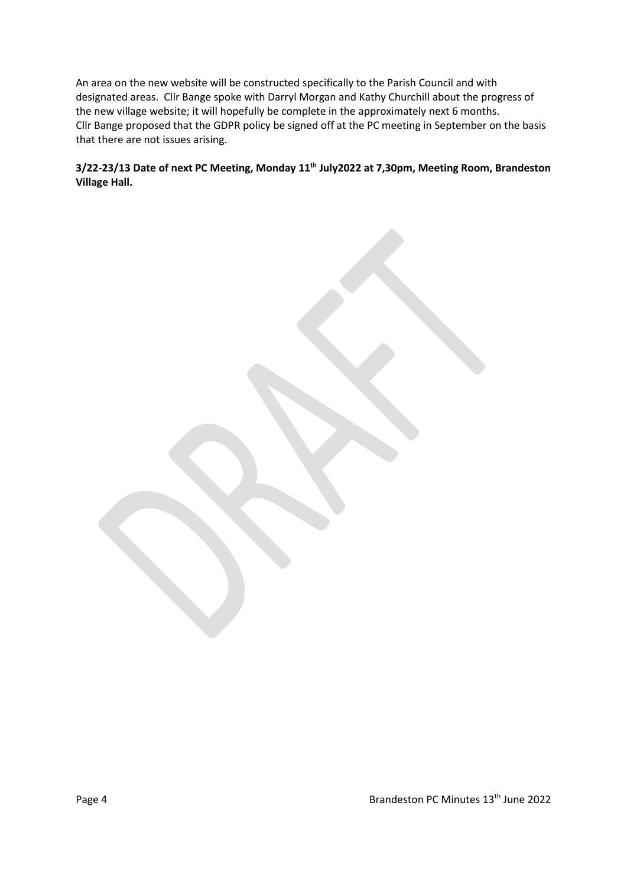An area on the new website will be constructed specifically to the Parish Council and with designated areas. Cllr Bange spoke with Darryl Morgan and Kathy Churchill about the progress of the new village website; it will hopefully be complete in the approximately next 6 months. Cllr Bange proposed that the GDPR policy be signed off at the PC meeting in September on the basis that there are not issues arising.

**3/22-23/13 Date of next PC Meeting, Monday 11th July2022 at 7,30pm, Meeting Room, Brandeston Village Hall.**